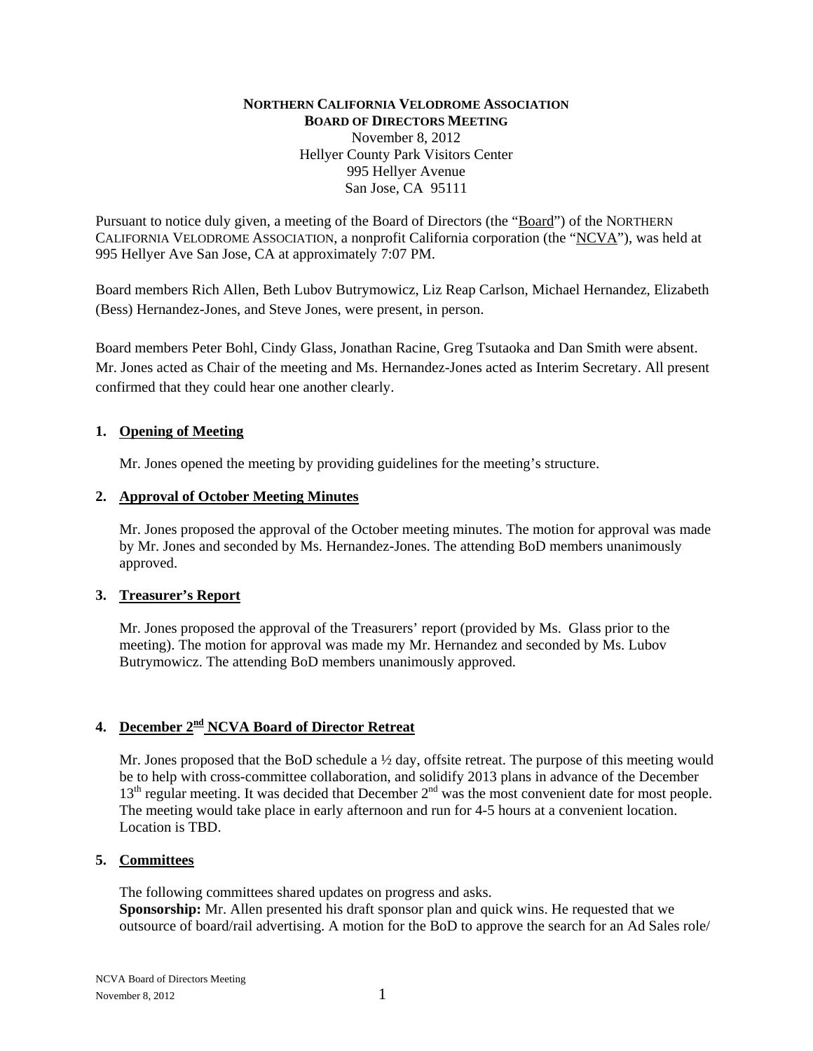**NORTHERN CALIFORNIA VELODROME ASSOCIATION**
**BOARD OF DIRECTORS MEETING**
November 8, 2012
Hellyer County Park Visitors Center
995 Hellyer Avenue
San Jose, CA 95111

Pursuant to notice duly given, a meeting of the Board of Directors (the "Board") of the NORTHERN CALIFORNIA VELODROME ASSOCIATION, a nonprofit California corporation (the "NCVA"), was held at 995 Hellyer Ave San Jose, CA at approximately 7:07 PM.

Board members Rich Allen, Beth Lubov Butrymowicz, Liz Reap Carlson, Michael Hernandez, Elizabeth (Bess) Hernandez-Jones, and Steve Jones, were present, in person.

Board members Peter Bohl, Cindy Glass, Jonathan Racine, Greg Tsutaoka and Dan Smith were absent. Mr. Jones acted as Chair of the meeting and Ms. Hernandez-Jones acted as Interim Secretary. All present confirmed that they could hear one another clearly.

**1. Opening of Meeting**

Mr. Jones opened the meeting by providing guidelines for the meeting's structure.

**2. Approval of October Meeting Minutes**

Mr. Jones proposed the approval of the October meeting minutes. The motion for approval was made by Mr. Jones and seconded by Ms. Hernandez-Jones. The attending BoD members unanimously approved.

**3. Treasurer's Report**

Mr. Jones proposed the approval of the Treasurers' report (provided by Ms. Glass prior to the meeting). The motion for approval was made my Mr. Hernandez and seconded by Ms. Lubov Butrymowicz. The attending BoD members unanimously approved.

**4. December 2nd NCVA Board of Director Retreat**

Mr. Jones proposed that the BoD schedule a ½ day, offsite retreat. The purpose of this meeting would be to help with cross-committee collaboration, and solidify 2013 plans in advance of the December 13th regular meeting. It was decided that December 2nd was the most convenient date for most people. The meeting would take place in early afternoon and run for 4-5 hours at a convenient location. Location is TBD.

**5. Committees**

The following committees shared updates on progress and asks.
**Sponsorship:** Mr. Allen presented his draft sponsor plan and quick wins. He requested that we outsource of board/rail advertising. A motion for the BoD to approve the search for an Ad Sales role/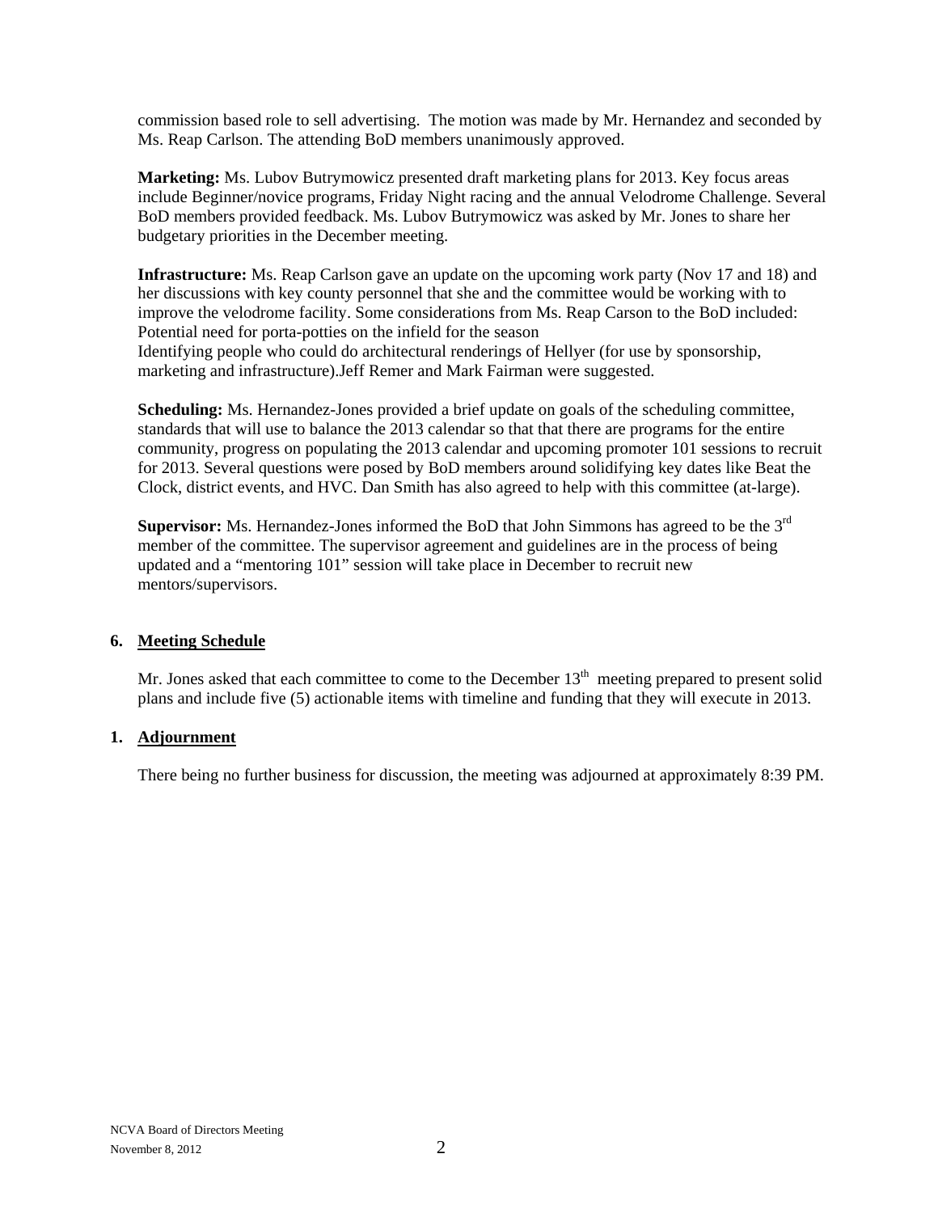commission based role to sell advertising. The motion was made by Mr. Hernandez and seconded by Ms. Reap Carlson. The attending BoD members unanimously approved.

**Marketing:** Ms. Lubov Butrymowicz presented draft marketing plans for 2013. Key focus areas include Beginner/novice programs, Friday Night racing and the annual Velodrome Challenge. Several BoD members provided feedback. Ms. Lubov Butrymowicz was asked by Mr. Jones to share her budgetary priorities in the December meeting.

**Infrastructure:** Ms. Reap Carlson gave an update on the upcoming work party (Nov 17 and 18) and her discussions with key county personnel that she and the committee would be working with to improve the velodrome facility. Some considerations from Ms. Reap Carson to the BoD included:
Potential need for porta-potties on the infield for the season
Identifying people who could do architectural renderings of Hellyer (for use by sponsorship, marketing and infrastructure).Jeff Remer and Mark Fairman were suggested.

**Scheduling:** Ms. Hernandez-Jones provided a brief update on goals of the scheduling committee, standards that will use to balance the 2013 calendar so that that there are programs for the entire community, progress on populating the 2013 calendar and upcoming promoter 101 sessions to recruit for 2013. Several questions were posed by BoD members around solidifying key dates like Beat the Clock, district events, and HVC. Dan Smith has also agreed to help with this committee (at-large).

**Supervisor:** Ms. Hernandez-Jones informed the BoD that John Simmons has agreed to be the 3rd member of the committee. The supervisor agreement and guidelines are in the process of being updated and a "mentoring 101" session will take place in December to recruit new mentors/supervisors.

**6. Meeting Schedule**

Mr. Jones asked that each committee to come to the December 13th meeting prepared to present solid plans and include five (5) actionable items with timeline and funding that they will execute in 2013.

**1. Adjournment**

There being no further business for discussion, the meeting was adjourned at approximately 8:39 PM.